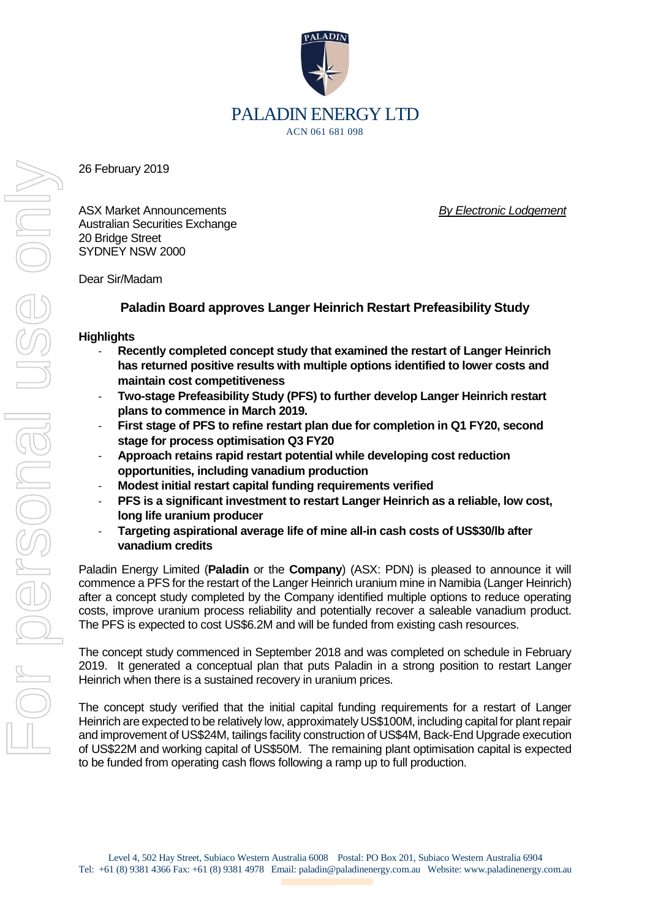PALADIN ENERGY LTD

ACN 061 681 098

26 February 2019

ASX Market Announcements
Australian Securities Exchange
20 Bridge Street
SYDNEY NSW 2000

*By Electronic Lodgement*

Dear Sir/Madam

## Paladin Board approves Langer Heinrich Restart Prefeasibility Study

**Highlights**

- **Recently completed concept study that examined the restart of Langer Heinrich has returned positive results with multiple options identified to lower costs and maintain cost competitiveness**
- **Two-stage Prefeasibility Study (PFS) to further develop Langer Heinrich restart plans to commence in March 2019.**
- **First stage of PFS to refine restart plan due for completion in Q1 FY20, second stage for process optimisation Q3 FY20**
- **Approach retains rapid restart potential while developing cost reduction opportunities, including vanadium production**
- **Modest initial restart capital funding requirements verified**
- **PFS is a significant investment to restart Langer Heinrich as a reliable, low cost, long life uranium producer**
- **Targeting aspirational average life of mine all-in cash costs of US$30/lb after vanadium credits**

Paladin Energy Limited (**Paladin** or the **Company**) (ASX: PDN) is pleased to announce it will commence a PFS for the restart of the Langer Heinrich uranium mine in Namibia (Langer Heinrich) after a concept study completed by the Company identified multiple options to reduce operating costs, improve uranium process reliability and potentially recover a saleable vanadium product. The PFS is expected to cost US$6.2M and will be funded from existing cash resources.

The concept study commenced in September 2018 and was completed on schedule in February 2019. It generated a conceptual plan that puts Paladin in a strong position to restart Langer Heinrich when there is a sustained recovery in uranium prices.

The concept study verified that the initial capital funding requirements for a restart of Langer Heinrich are expected to be relatively low, approximately US$100M, including capital for plant repair and improvement of US$24M, tailings facility construction of US$4M, Back-End Upgrade execution of US$22M and working capital of US$50M. The remaining plant optimisation capital is expected to be funded from operating cash flows following a ramp up to full production.

Level 4, 502 Hay Street, Subiaco Western Australia 6008 Postal: PO Box 201, Subiaco Western Australia 6904
Tel: +61 (8) 9381 4366 Fax: +61 (8) 9381 4978 Email: paladin@paladinenergy.com.au Website: www.paladinenergy.com.au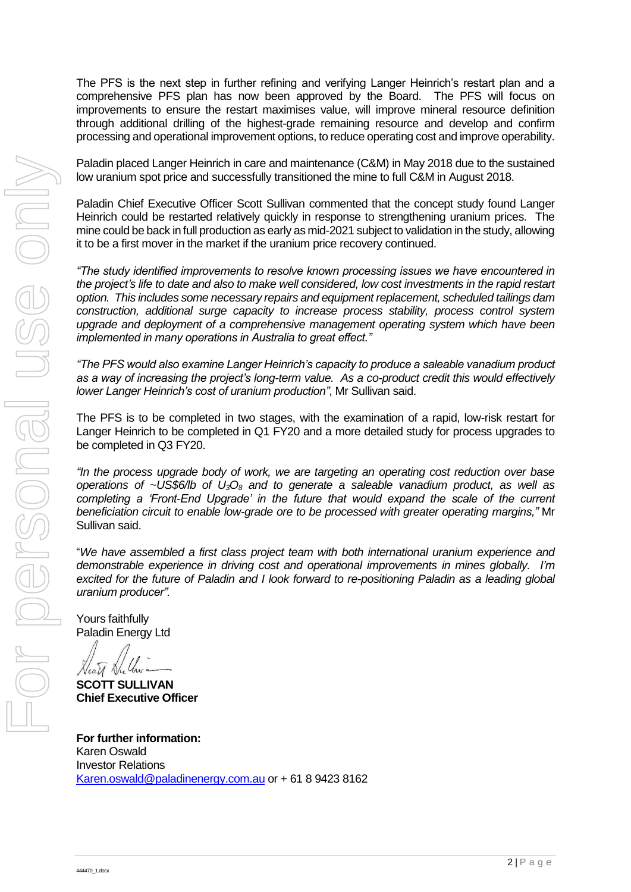The PFS is the next step in further refining and verifying Langer Heinrich's restart plan and a comprehensive PFS plan has now been approved by the Board. The PFS will focus on improvements to ensure the restart maximises value, will improve mineral resource definition through additional drilling of the highest-grade remaining resource and develop and confirm processing and operational improvement options, to reduce operating cost and improve operability.

Paladin placed Langer Heinrich in care and maintenance (C&M) in May 2018 due to the sustained low uranium spot price and successfully transitioned the mine to full C&M in August 2018.

Paladin Chief Executive Officer Scott Sullivan commented that the concept study found Langer Heinrich could be restarted relatively quickly in response to strengthening uranium prices. The mine could be back in full production as early as mid-2021 subject to validation in the study, allowing it to be a first mover in the market if the uranium price recovery continued.

*"The study identified improvements to resolve known processing issues we have encountered in the project's life to date and also to make well considered, low cost investments in the rapid restart option. This includes some necessary repairs and equipment replacement, scheduled tailings dam construction, additional surge capacity to increase process stability, process control system upgrade and deployment of a comprehensive management operating system which have been implemented in many operations in Australia to great effect."*

*"The PFS would also examine Langer Heinrich's capacity to produce a saleable vanadium product as a way of increasing the project's long-term value. As a co-product credit this would effectively lower Langer Heinrich's cost of uranium production"*, Mr Sullivan said.

The PFS is to be completed in two stages, with the examination of a rapid, low-risk restart for Langer Heinrich to be completed in Q1 FY20 and a more detailed study for process upgrades to be completed in Q3 FY20.

*"In the process upgrade body of work, we are targeting an operating cost reduction over base operations of ~US$6/lb of $U_3O_8$ and to generate a saleable vanadium product, as well as completing a 'Front-End Upgrade' in the future that would expand the scale of the current beneficiation circuit to enable low-grade ore to be processed with greater operating margins,"* Mr Sullivan said.

"*We have assembled a first class project team with both international uranium experience and demonstrable experience in driving cost and operational improvements in mines globally. I'm excited for the future of Paladin and I look forward to re-positioning Paladin as a leading global uranium producer".*

Yours faithfully
Paladin Energy Ltd

**SCOTT SULLIVAN**
**Chief Executive Officer**

**For further information:**
Karen Oswald
Investor Relations
Karen.oswald@paladinenergy.com.au or + 61 8 9423 8162